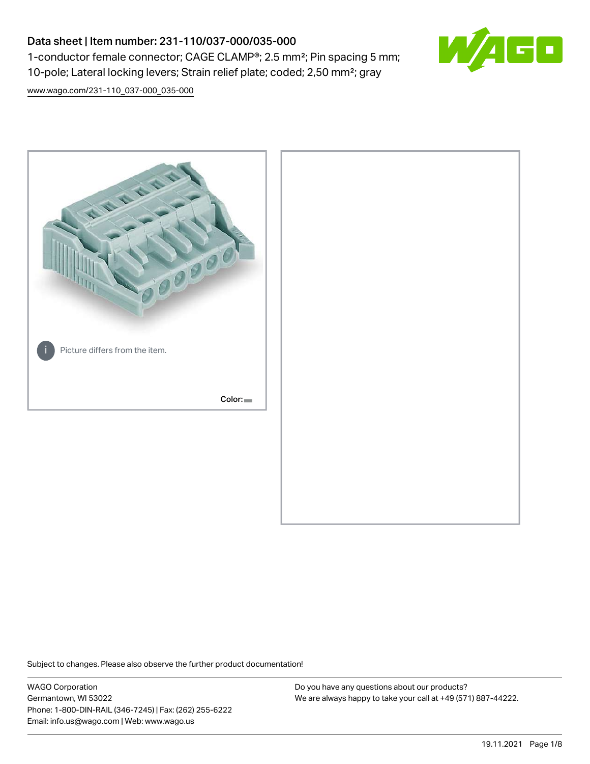# Data sheet | Item number: 231-110/037-000/035-000

1-conductor female connector; CAGE CLAMP®; 2.5 mm²; Pin spacing 5 mm; 10-pole; Lateral locking levers; Strain relief plate; coded; 2,50 mm²; gray

www.wago.com/231-110_037-000_035-000

Picture differs from the item.

Color:

Subject to changes. Please also observe the further product documentation!

WAGO Corporation
Germantown, WI 53022
Phone: 1-800-DIN-RAIL (346-7245) | Fax: (262) 255-6222
Email: info.us@wago.com | Web: www.wago.us

Do you have any questions about our products?
We are always happy to take your call at +49 (571) 887-44222.

19.11.2021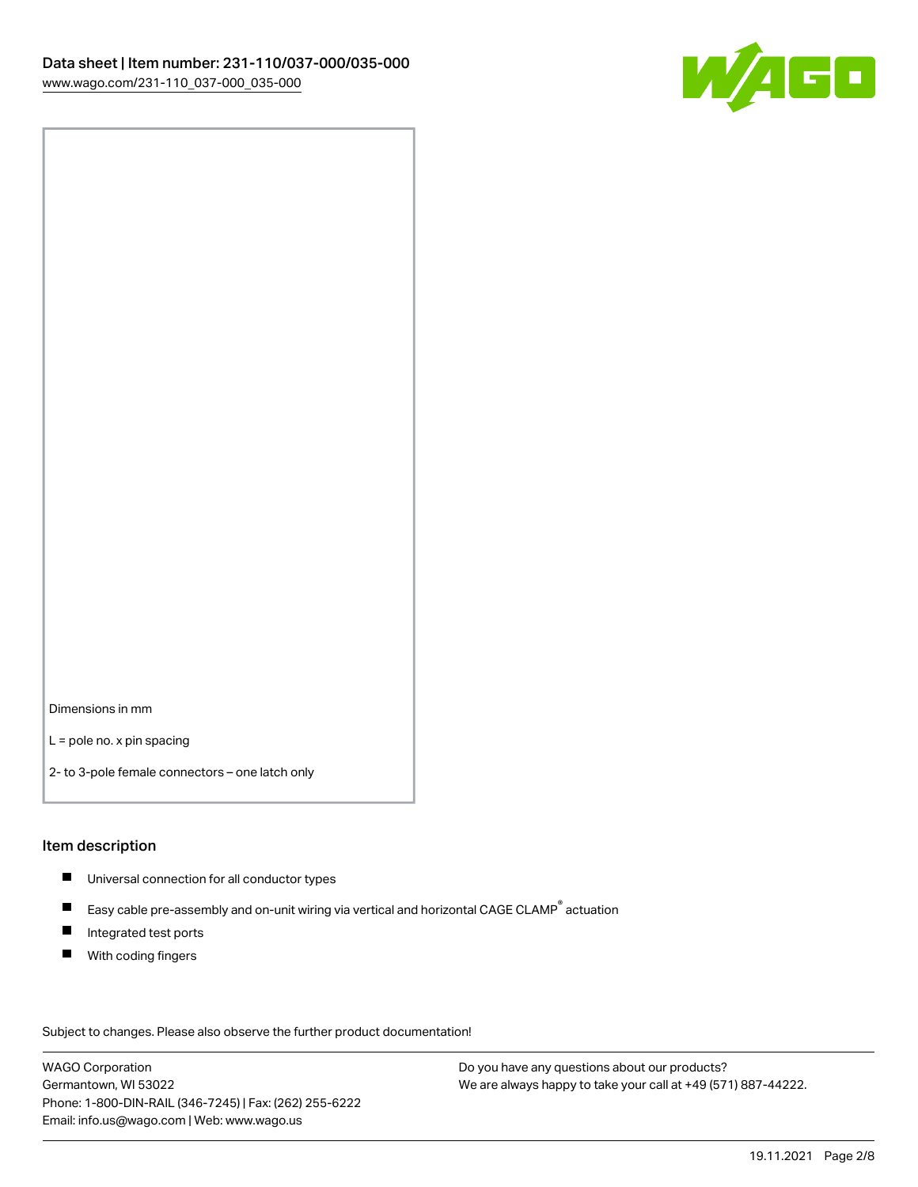Dimensions in mm

L = pole no. x pin spacing

2- to 3-pole female connectors – one latch only

## Item description

- Universal connection for all conductor types
- Easy cable pre-assembly and on-unit wiring via vertical and horizontal CAGE CLAMP® actuation
- Integrated test ports
- With coding fingers

Subject to changes. Please also observe the further product documentation!

WAGO Corporation
Germantown, WI 53022
Phone: 1-800-DIN-RAIL (346-7245) | Fax: (262) 255-6222
Email: info.us@wago.com | Web: www.wago.us

Do you have any questions about our products?
We are always happy to take your call at +49 (571) 887-44222.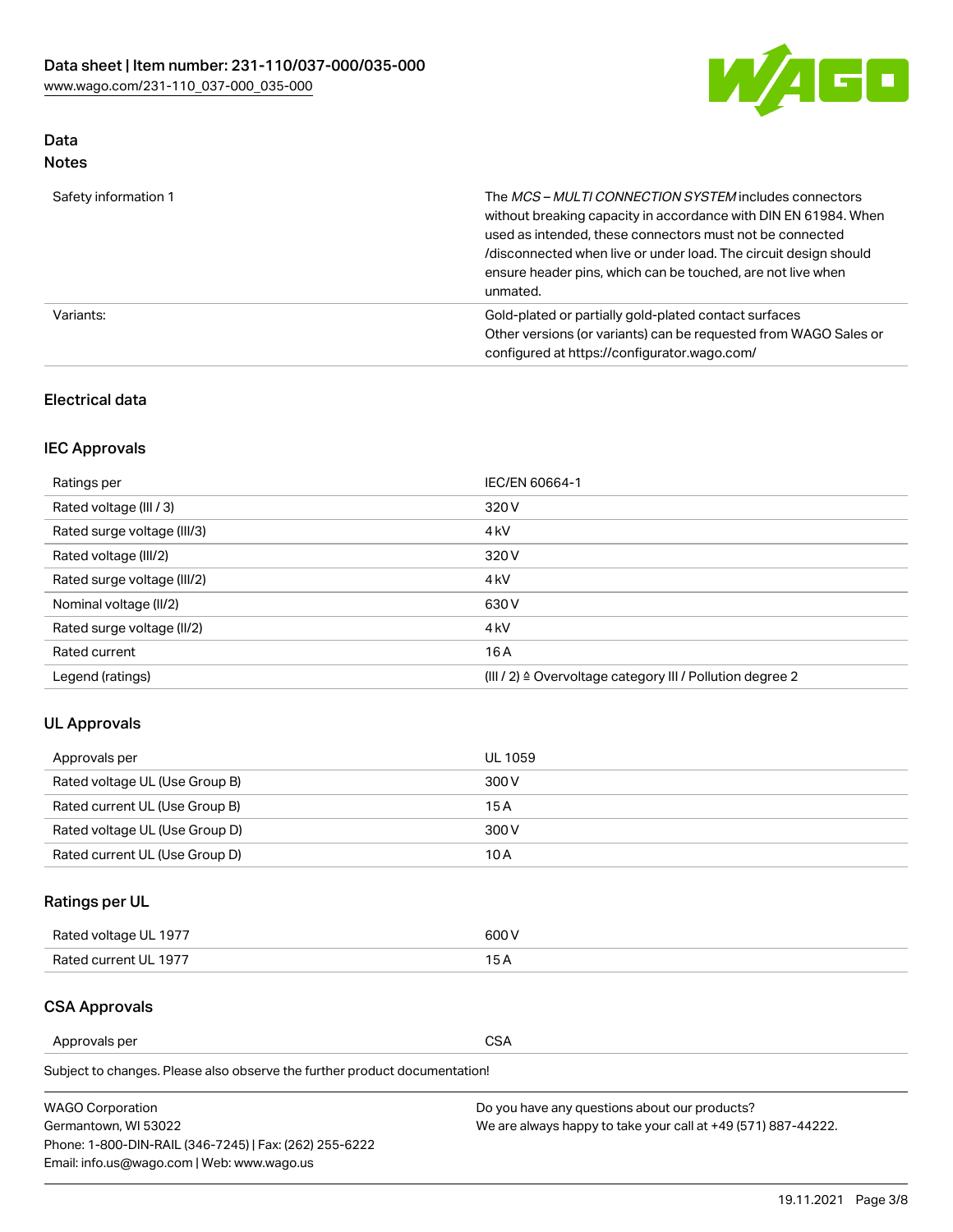## Data

### Notes

| | |
|---|---|
| Safety information 1 | The *MCS – MULTI CONNECTION SYSTEM* includes connectors without breaking capacity in accordance with DIN EN 61984. When used as intended, these connectors must not be connected /disconnected when live or under load. The circuit design should ensure header pins, which can be touched, are not live when unmated. |
| Variants: | Gold-plated or partially gold-plated contact surfaces<br>Other versions (or variants) can be requested from WAGO Sales or configured at https://configurator.wago.com/ |

### Electrical data

### IEC Approvals

| | |
|---|---|
| Ratings per | IEC/EN 60664-1 |
| Rated voltage (III / 3) | 320 V |
| Rated surge voltage (III/3) | 4 kV |
| Rated voltage (III/2) | 320 V |
| Rated surge voltage (III/2) | 4 kV |
| Nominal voltage (II/2) | 630 V |
| Rated surge voltage (II/2) | 4 kV |
| Rated current | 16 A |
| Legend (ratings) | (III / 2) ≙ Overvoltage category III / Pollution degree 2 |

### UL Approvals

| | |
|---|---|
| Approvals per | UL 1059 |
| Rated voltage UL (Use Group B) | 300 V |
| Rated current UL (Use Group B) | 15 A |
| Rated voltage UL (Use Group D) | 300 V |
| Rated current UL (Use Group D) | 10 A |

### Ratings per UL

| | |
|---|---|
| Rated voltage UL 1977 | 600 V |
| Rated current UL 1977 | 15 A |

### CSA Approvals

| | |
|---|---|
| Approvals per | CSA |

Subject to changes. Please also observe the further product documentation!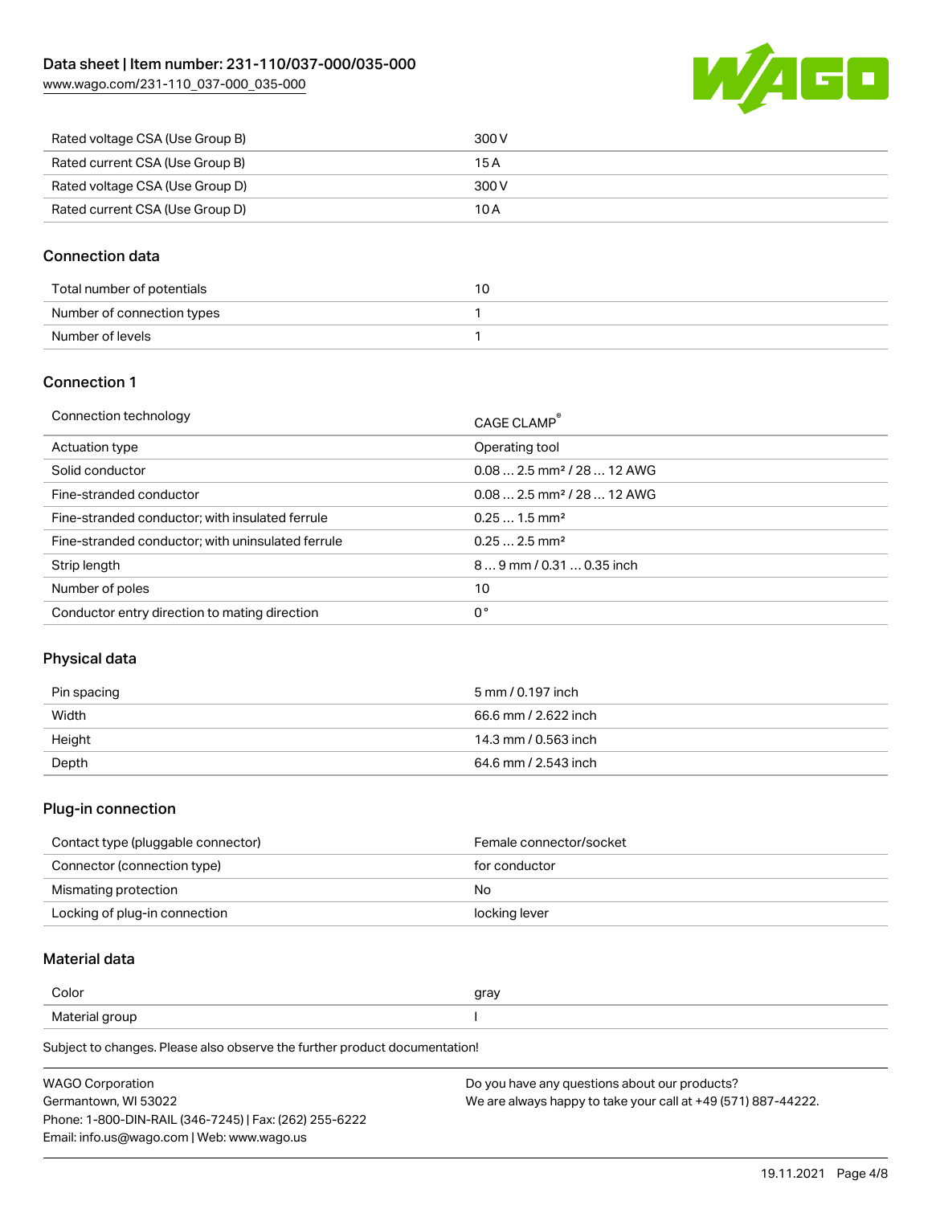| | |
|---|---|
| Rated voltage CSA (Use Group B) | 300 V |
| Rated current CSA (Use Group B) | 15 A |
| Rated voltage CSA (Use Group D) | 300 V |
| Rated current CSA (Use Group D) | 10 A |

## Connection data

| | |
|---|---|
| Total number of potentials | 10 |
| Number of connection types | 1 |
| Number of levels | 1 |

## Connection 1

| | |
|---|---|
| Connection technology | CAGE CLAMP® |
| Actuation type | Operating tool |
| Solid conductor | 0.08 … 2.5 mm² / 28 … 12 AWG |
| Fine-stranded conductor | 0.08 … 2.5 mm² / 28 … 12 AWG |
| Fine-stranded conductor; with insulated ferrule | 0.25 … 1.5 mm² |
| Fine-stranded conductor; with uninsulated ferrule | 0.25 … 2.5 mm² |
| Strip length | 8 … 9 mm / 0.31 … 0.35 inch |
| Number of poles | 10 |
| Conductor entry direction to mating direction | 0 ° |

## Physical data

| | |
|---|---|
| Pin spacing | 5 mm / 0.197 inch |
| Width | 66.6 mm / 2.622 inch |
| Height | 14.3 mm / 0.563 inch |
| Depth | 64.6 mm / 2.543 inch |

## Plug-in connection

| | |
|---|---|
| Contact type (pluggable connector) | Female connector/socket |
| Connector (connection type) | for conductor |
| Mismating protection | No |
| Locking of plug-in connection | locking lever |

## Material data

| | |
|---|---|
| Color | gray |
| Material group | I |

Subject to changes. Please also observe the further product documentation!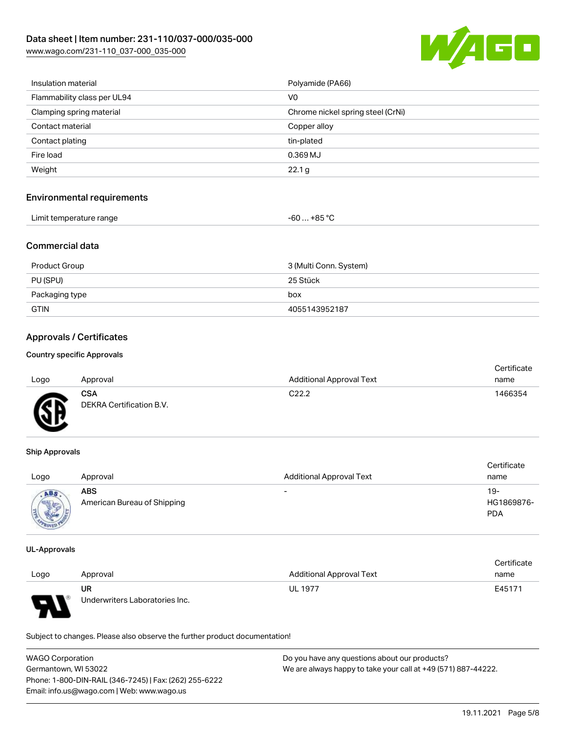| | |
|---|---|
| Insulation material | Polyamide (PA66) |
| Flammability class per UL94 | V0 |
| Clamping spring material | Chrome nickel spring steel (CrNi) |
| Contact material | Copper alloy |
| Contact plating | tin-plated |
| Fire load | 0.369 MJ |
| Weight | 22.1 g |

## Environmental requirements

| | |
|---|---|
| Limit temperature range | -60 … +85 °C |

## Commercial data

| | |
|---|---|
| Product Group | 3 (Multi Conn. System) |
| PU (SPU) | 25 Stück |
| Packaging type | box |
| GTIN | 4055143952187 |

## Approvals / Certificates

### Country specific Approvals

| Logo | Approval | Additional Approval Text | Certificate name |
|---|---|---|---|
| | **CSA** DEKRA Certification B.V. | C22.2 | 1466354 |

### Ship Approvals

| Logo | Approval | Additional Approval Text | Certificate name |
|---|---|---|---|
| | **ABS** American Bureau of Shipping | - | 19-HG1869876-PDA |

### UL-Approvals

| Logo | Approval | Additional Approval Text | Certificate name |
|---|---|---|---|
| | **UR** Underwriters Laboratories Inc. | UL 1977 | E45171 |

Subject to changes. Please also observe the further product documentation!

WAGO Corporation
Germantown, WI 53022
Phone: 1-800-DIN-RAIL (346-7245) | Fax: (262) 255-6222
Email: info.us@wago.com | Web: www.wago.us

Do you have any questions about our products?
We are always happy to take your call at +49 (571) 887-44222.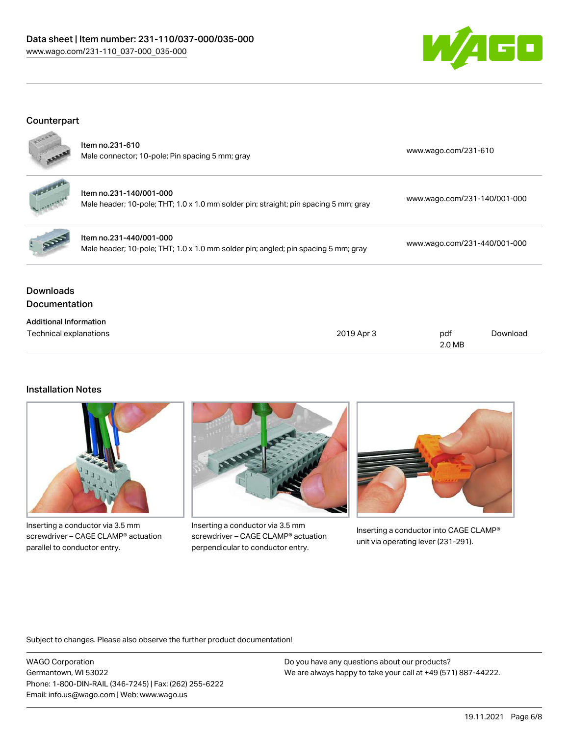## Counterpart

| | | |
|---|---|---|
| Item no.231-610<br>Male connector; 10-pole; Pin spacing 5 mm; gray | www.wago.com/231-610 |
| Item no.231-140/001-000<br>Male header; 10-pole; THT; 1.0 x 1.0 mm solder pin; straight; pin spacing 5 mm; gray | www.wago.com/231-140/001-000 |
| Item no.231-440/001-000<br>Male header; 10-pole; THT; 1.0 x 1.0 mm solder pin; angled; pin spacing 5 mm; gray | www.wago.com/231-440/001-000 |

## Downloads

### Documentation

**Additional Information**

| | | | |
|---|---|---|---|
| Technical explanations | 2019 Apr 3 | pdf<br>2.0 MB | Download |

## Installation Notes

Inserting a conductor via 3.5 mm screwdriver – CAGE CLAMP® actuation parallel to conductor entry.

Inserting a conductor via 3.5 mm screwdriver – CAGE CLAMP® actuation perpendicular to conductor entry.

Inserting a conductor into CAGE CLAMP® unit via operating lever (231-291).

Subject to changes. Please also observe the further product documentation!

WAGO Corporation
Germantown, WI 53022
Phone: 1-800-DIN-RAIL (346-7245) | Fax: (262) 255-6222
Email: info.us@wago.com | Web: www.wago.us

Do you have any questions about our products?
We are always happy to take your call at +49 (571) 887-44222.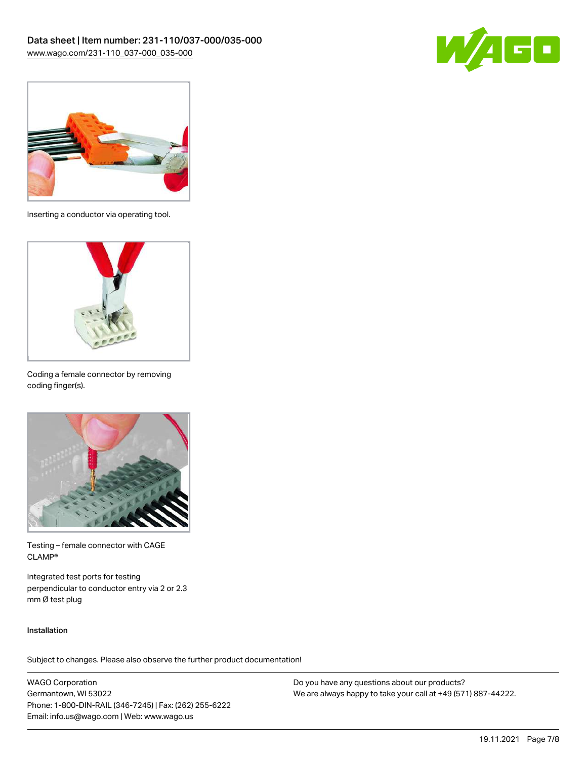Inserting a conductor via operating tool.

Coding a female connector by removing coding finger(s).

Testing – female connector with CAGE CLAMP®

Integrated test ports for testing perpendicular to conductor entry via 2 or 2.3 mm Ø test plug

#### Installation

Subject to changes. Please also observe the further product documentation!

WAGO Corporation
Germantown, WI 53022
Phone: 1-800-DIN-RAIL (346-7245) | Fax: (262) 255-6222
Email: info.us@wago.com | Web: www.wago.us

Do you have any questions about our products?
We are always happy to take your call at +49 (571) 887-44222.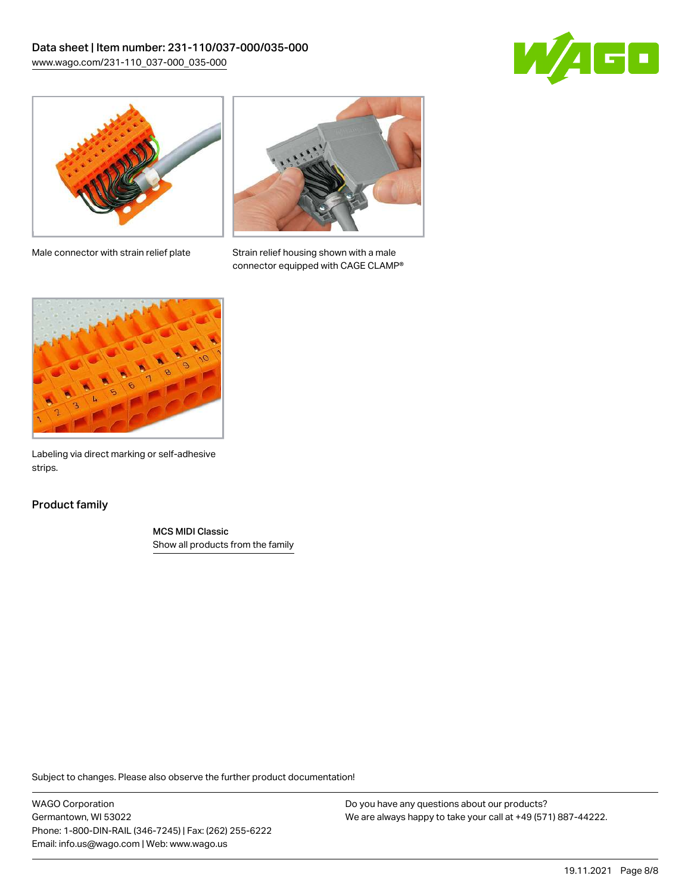Male connector with strain relief plate

Strain relief housing shown with a male connector equipped with CAGE CLAMP®

Labeling via direct marking or self-adhesive strips.

## Product family

MCS MIDI Classic
Show all products from the family

Subject to changes. Please also observe the further product documentation!

WAGO Corporation
Germantown, WI 53022
Phone: 1-800-DIN-RAIL (346-7245) | Fax: (262) 255-6222
Email: info.us@wago.com | Web: www.wago.us

Do you have any questions about our products?
We are always happy to take your call at +49 (571) 887-44222.